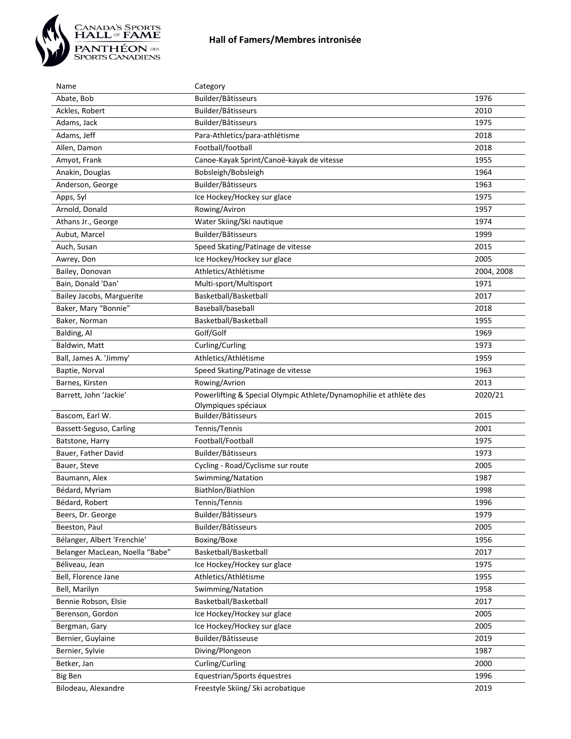# Hall of Famers/Membres intronisée

| Name | Category | |
|---|---|---|
| Abate, Bob | Builder/Bâtisseurs | 1976 |
| Ackles, Robert | Builder/Bâtisseurs | 2010 |
| Adams, Jack | Builder/Bâtisseurs | 1975 |
| Adams, Jeff | Para-Athletics/para-athlétisme | 2018 |
| Allen, Damon | Football/football | 2018 |
| Amyot, Frank | Canoe-Kayak Sprint/Canoë-kayak de vitesse | 1955 |
| Anakin, Douglas | Bobsleigh/Bobsleigh | 1964 |
| Anderson, George | Builder/Bâtisseurs | 1963 |
| Apps, Syl | Ice Hockey/Hockey sur glace | 1975 |
| Arnold, Donald | Rowing/Aviron | 1957 |
| Athans Jr., George | Water Skiing/Ski nautique | 1974 |
| Aubut, Marcel | Builder/Bâtisseurs | 1999 |
| Auch, Susan | Speed Skating/Patinage de vitesse | 2015 |
| Awrey, Don | Ice Hockey/Hockey sur glace | 2005 |
| Bailey, Donovan | Athletics/Athlétisme | 2004, 2008 |
| Bain, Donald 'Dan' | Multi-sport/Multisport | 1971 |
| Bailey Jacobs, Marguerite | Basketball/Basketball | 2017 |
| Baker, Mary "Bonnie" | Baseball/baseball | 2018 |
| Baker, Norman | Basketball/Basketball | 1955 |
| Balding, Al | Golf/Golf | 1969 |
| Baldwin, Matt | Curling/Curling | 1973 |
| Ball, James A. 'Jimmy' | Athletics/Athlétisme | 1959 |
| Baptie, Norval | Speed Skating/Patinage de vitesse | 1963 |
| Barnes, Kirsten | Rowing/Avrion | 2013 |
| Barrett, John 'Jackie' | Powerlifting & Special Olympic Athlete/Dynamophilie et athlète des Olympiques spéciaux | 2020/21 |
| Bascom, Earl W. | Builder/Bâtisseurs | 2015 |
| Bassett-Seguso, Carling | Tennis/Tennis | 2001 |
| Batstone, Harry | Football/Football | 1975 |
| Bauer, Father David | Builder/Bâtisseurs | 1973 |
| Bauer, Steve | Cycling - Road/Cyclisme sur route | 2005 |
| Baumann, Alex | Swimming/Natation | 1987 |
| Bédard, Myriam | Biathlon/Biathlon | 1998 |
| Bédard, Robert | Tennis/Tennis | 1996 |
| Beers, Dr. George | Builder/Bâtisseurs | 1979 |
| Beeston, Paul | Builder/Bâtisseurs | 2005 |
| Bélanger, Albert 'Frenchie' | Boxing/Boxe | 1956 |
| Belanger MacLean, Noella "Babe" | Basketball/Basketball | 2017 |
| Béliveau, Jean | Ice Hockey/Hockey sur glace | 1975 |
| Bell, Florence Jane | Athletics/Athlétisme | 1955 |
| Bell, Marilyn | Swimming/Natation | 1958 |
| Bennie Robson, Elsie | Basketball/Basketball | 2017 |
| Berenson, Gordon | Ice Hockey/Hockey sur glace | 2005 |
| Bergman, Gary | Ice Hockey/Hockey sur glace | 2005 |
| Bernier, Guylaine | Builder/Bâtisseuse | 2019 |
| Bernier, Sylvie | Diving/Plongeon | 1987 |
| Betker, Jan | Curling/Curling | 2000 |
| Big Ben | Equestrian/Sports équestres | 1996 |
| Bilodeau, Alexandre | Freestyle Skiing/ Ski acrobatique | 2019 |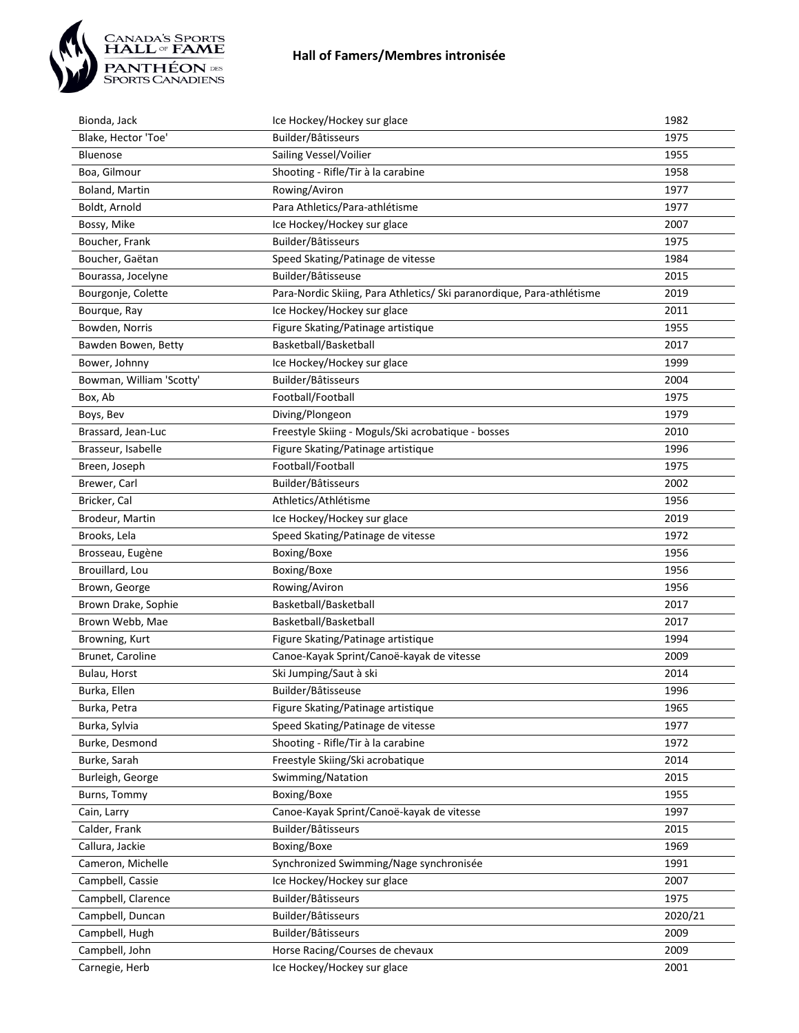# Hall of Famers/Membres intronisée

| | | |
|---|---|---|
| Bionda, Jack | Ice Hockey/Hockey sur glace | 1982 |
| Blake, Hector 'Toe' | Builder/Bâtisseurs | 1975 |
| Bluenose | Sailing Vessel/Voilier | 1955 |
| Boa, Gilmour | Shooting - Rifle/Tir à la carabine | 1958 |
| Boland, Martin | Rowing/Aviron | 1977 |
| Boldt, Arnold | Para Athletics/Para-athlétisme | 1977 |
| Bossy, Mike | Ice Hockey/Hockey sur glace | 2007 |
| Boucher, Frank | Builder/Bâtisseurs | 1975 |
| Boucher, Gaëtan | Speed Skating/Patinage de vitesse | 1984 |
| Bourassa, Jocelyne | Builder/Bâtisseuse | 2015 |
| Bourgonje, Colette | Para-Nordic Skiing, Para Athletics/ Ski paranordique, Para-athlétisme | 2019 |
| Bourque, Ray | Ice Hockey/Hockey sur glace | 2011 |
| Bowden, Norris | Figure Skating/Patinage artistique | 1955 |
| Bawden Bowen, Betty | Basketball/Basketball | 2017 |
| Bower, Johnny | Ice Hockey/Hockey sur glace | 1999 |
| Bowman, William 'Scotty' | Builder/Bâtisseurs | 2004 |
| Box, Ab | Football/Football | 1975 |
| Boys, Bev | Diving/Plongeon | 1979 |
| Brassard, Jean-Luc | Freestyle Skiing - Moguls/Ski acrobatique - bosses | 2010 |
| Brasseur, Isabelle | Figure Skating/Patinage artistique | 1996 |
| Breen, Joseph | Football/Football | 1975 |
| Brewer, Carl | Builder/Bâtisseurs | 2002 |
| Bricker, Cal | Athletics/Athlétisme | 1956 |
| Brodeur, Martin | Ice Hockey/Hockey sur glace | 2019 |
| Brooks, Lela | Speed Skating/Patinage de vitesse | 1972 |
| Brosseau, Eugène | Boxing/Boxe | 1956 |
| Brouillard, Lou | Boxing/Boxe | 1956 |
| Brown, George | Rowing/Aviron | 1956 |
| Brown Drake, Sophie | Basketball/Basketball | 2017 |
| Brown Webb, Mae | Basketball/Basketball | 2017 |
| Browning, Kurt | Figure Skating/Patinage artistique | 1994 |
| Brunet, Caroline | Canoe-Kayak Sprint/Canoë-kayak de vitesse | 2009 |
| Bulau, Horst | Ski Jumping/Saut à ski | 2014 |
| Burka, Ellen | Builder/Bâtisseuse | 1996 |
| Burka, Petra | Figure Skating/Patinage artistique | 1965 |
| Burka, Sylvia | Speed Skating/Patinage de vitesse | 1977 |
| Burke, Desmond | Shooting - Rifle/Tir à la carabine | 1972 |
| Burke, Sarah | Freestyle Skiing/Ski acrobatique | 2014 |
| Burleigh, George | Swimming/Natation | 2015 |
| Burns, Tommy | Boxing/Boxe | 1955 |
| Cain, Larry | Canoe-Kayak Sprint/Canoë-kayak de vitesse | 1997 |
| Calder, Frank | Builder/Bâtisseurs | 2015 |
| Callura, Jackie | Boxing/Boxe | 1969 |
| Cameron, Michelle | Synchronized Swimming/Nage synchronisée | 1991 |
| Campbell, Cassie | Ice Hockey/Hockey sur glace | 2007 |
| Campbell, Clarence | Builder/Bâtisseurs | 1975 |
| Campbell, Duncan | Builder/Bâtisseurs | 2020/21 |
| Campbell, Hugh | Builder/Bâtisseurs | 2009 |
| Campbell, John | Horse Racing/Courses de chevaux | 2009 |
| Carnegie, Herb | Ice Hockey/Hockey sur glace | 2001 |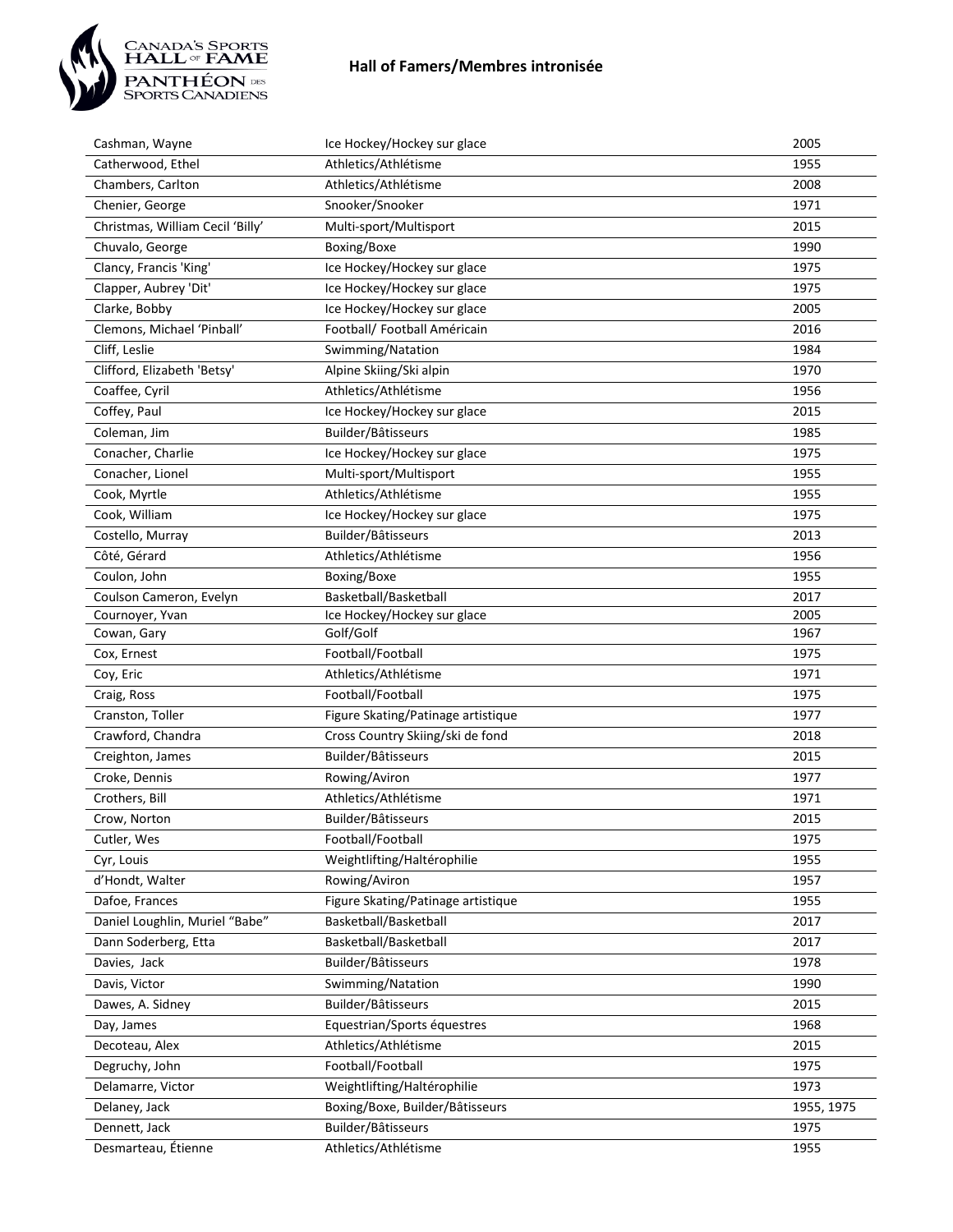# Hall of Famers/Membres intronisée

| | | |
|---|---|---|
| Cashman, Wayne | Ice Hockey/Hockey sur glace | 2005 |
| Catherwood, Ethel | Athletics/Athlétisme | 1955 |
| Chambers, Carlton | Athletics/Athlétisme | 2008 |
| Chenier, George | Snooker/Snooker | 1971 |
| Christmas, William Cecil 'Billy' | Multi-sport/Multisport | 2015 |
| Chuvalo, George | Boxing/Boxe | 1990 |
| Clancy, Francis 'King' | Ice Hockey/Hockey sur glace | 1975 |
| Clapper, Aubrey 'Dit' | Ice Hockey/Hockey sur glace | 1975 |
| Clarke, Bobby | Ice Hockey/Hockey sur glace | 2005 |
| Clemons, Michael 'Pinball' | Football/ Football Américain | 2016 |
| Cliff, Leslie | Swimming/Natation | 1984 |
| Clifford, Elizabeth 'Betsy' | Alpine Skiing/Ski alpin | 1970 |
| Coaffee, Cyril | Athletics/Athlétisme | 1956 |
| Coffey, Paul | Ice Hockey/Hockey sur glace | 2015 |
| Coleman, Jim | Builder/Bâtisseurs | 1985 |
| Conacher, Charlie | Ice Hockey/Hockey sur glace | 1975 |
| Conacher, Lionel | Multi-sport/Multisport | 1955 |
| Cook, Myrtle | Athletics/Athlétisme | 1955 |
| Cook, William | Ice Hockey/Hockey sur glace | 1975 |
| Costello, Murray | Builder/Bâtisseurs | 2013 |
| Côté, Gérard | Athletics/Athlétisme | 1956 |
| Coulon, John | Boxing/Boxe | 1955 |
| Coulson Cameron, Evelyn | Basketball/Basketball | 2017 |
| Cournoyer, Yvan | Ice Hockey/Hockey sur glace | 2005 |
| Cowan, Gary | Golf/Golf | 1967 |
| Cox, Ernest | Football/Football | 1975 |
| Coy, Eric | Athletics/Athlétisme | 1971 |
| Craig, Ross | Football/Football | 1975 |
| Cranston, Toller | Figure Skating/Patinage artistique | 1977 |
| Crawford, Chandra | Cross Country Skiing/ski de fond | 2018 |
| Creighton, James | Builder/Bâtisseurs | 2015 |
| Croke, Dennis | Rowing/Aviron | 1977 |
| Crothers, Bill | Athletics/Athlétisme | 1971 |
| Crow, Norton | Builder/Bâtisseurs | 2015 |
| Cutler, Wes | Football/Football | 1975 |
| Cyr, Louis | Weightlifting/Haltérophilie | 1955 |
| d'Hondt, Walter | Rowing/Aviron | 1957 |
| Dafoe, Frances | Figure Skating/Patinage artistique | 1955 |
| Daniel Loughlin, Muriel "Babe" | Basketball/Basketball | 2017 |
| Dann Soderberg, Etta | Basketball/Basketball | 2017 |
| Davies, Jack | Builder/Bâtisseurs | 1978 |
| Davis, Victor | Swimming/Natation | 1990 |
| Dawes, A. Sidney | Builder/Bâtisseurs | 2015 |
| Day, James | Equestrian/Sports équestres | 1968 |
| Decoteau, Alex | Athletics/Athlétisme | 2015 |
| Degruchy, John | Football/Football | 1975 |
| Delamarre, Victor | Weightlifting/Haltérophilie | 1973 |
| Delaney, Jack | Boxing/Boxe, Builder/Bâtisseurs | 1955, 1975 |
| Dennett, Jack | Builder/Bâtisseurs | 1975 |
| Desmarteau, Étienne | Athletics/Athlétisme | 1955 |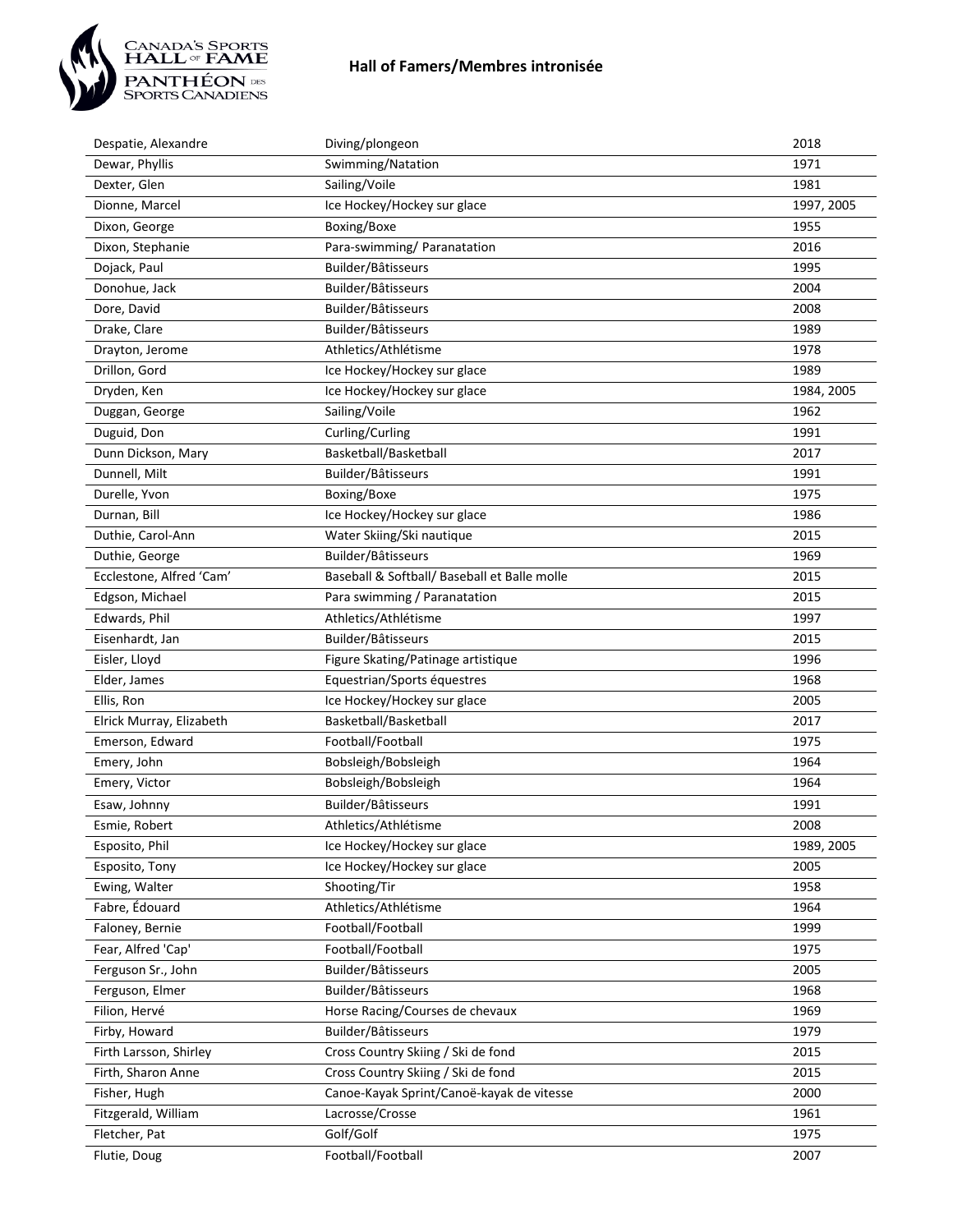# Hall of Famers/Membres intronisée

| | | |
|---|---|---|
| Despatie, Alexandre | Diving/plongeon | 2018 |
| Dewar, Phyllis | Swimming/Natation | 1971 |
| Dexter, Glen | Sailing/Voile | 1981 |
| Dionne, Marcel | Ice Hockey/Hockey sur glace | 1997, 2005 |
| Dixon, George | Boxing/Boxe | 1955 |
| Dixon, Stephanie | Para-swimming/ Paranatation | 2016 |
| Dojack, Paul | Builder/Bâtisseurs | 1995 |
| Donohue, Jack | Builder/Bâtisseurs | 2004 |
| Dore, David | Builder/Bâtisseurs | 2008 |
| Drake, Clare | Builder/Bâtisseurs | 1989 |
| Drayton, Jerome | Athletics/Athlétisme | 1978 |
| Drillon, Gord | Ice Hockey/Hockey sur glace | 1989 |
| Dryden, Ken | Ice Hockey/Hockey sur glace | 1984, 2005 |
| Duggan, George | Sailing/Voile | 1962 |
| Duguid, Don | Curling/Curling | 1991 |
| Dunn Dickson, Mary | Basketball/Basketball | 2017 |
| Dunnell, Milt | Builder/Bâtisseurs | 1991 |
| Durelle, Yvon | Boxing/Boxe | 1975 |
| Durnan, Bill | Ice Hockey/Hockey sur glace | 1986 |
| Duthie, Carol-Ann | Water Skiing/Ski nautique | 2015 |
| Duthie, George | Builder/Bâtisseurs | 1969 |
| Ecclestone, Alfred 'Cam' | Baseball & Softball/ Baseball et Balle molle | 2015 |
| Edgson, Michael | Para swimming / Paranatation | 2015 |
| Edwards, Phil | Athletics/Athlétisme | 1997 |
| Eisenhardt, Jan | Builder/Bâtisseurs | 2015 |
| Eisler, Lloyd | Figure Skating/Patinage artistique | 1996 |
| Elder, James | Equestrian/Sports équestres | 1968 |
| Ellis, Ron | Ice Hockey/Hockey sur glace | 2005 |
| Elrick Murray, Elizabeth | Basketball/Basketball | 2017 |
| Emerson, Edward | Football/Football | 1975 |
| Emery, John | Bobsleigh/Bobsleigh | 1964 |
| Emery, Victor | Bobsleigh/Bobsleigh | 1964 |
| Esaw, Johnny | Builder/Bâtisseurs | 1991 |
| Esmie, Robert | Athletics/Athlétisme | 2008 |
| Esposito, Phil | Ice Hockey/Hockey sur glace | 1989, 2005 |
| Esposito, Tony | Ice Hockey/Hockey sur glace | 2005 |
| Ewing, Walter | Shooting/Tir | 1958 |
| Fabre, Édouard | Athletics/Athlétisme | 1964 |
| Faloney, Bernie | Football/Football | 1999 |
| Fear, Alfred 'Cap' | Football/Football | 1975 |
| Ferguson Sr., John | Builder/Bâtisseurs | 2005 |
| Ferguson, Elmer | Builder/Bâtisseurs | 1968 |
| Filion, Hervé | Horse Racing/Courses de chevaux | 1969 |
| Firby, Howard | Builder/Bâtisseurs | 1979 |
| Firth Larsson, Shirley | Cross Country Skiing / Ski de fond | 2015 |
| Firth, Sharon Anne | Cross Country Skiing / Ski de fond | 2015 |
| Fisher, Hugh | Canoe-Kayak Sprint/Canoë-kayak de vitesse | 2000 |
| Fitzgerald, William | Lacrosse/Crosse | 1961 |
| Fletcher, Pat | Golf/Golf | 1975 |
| Flutie, Doug | Football/Football | 2007 |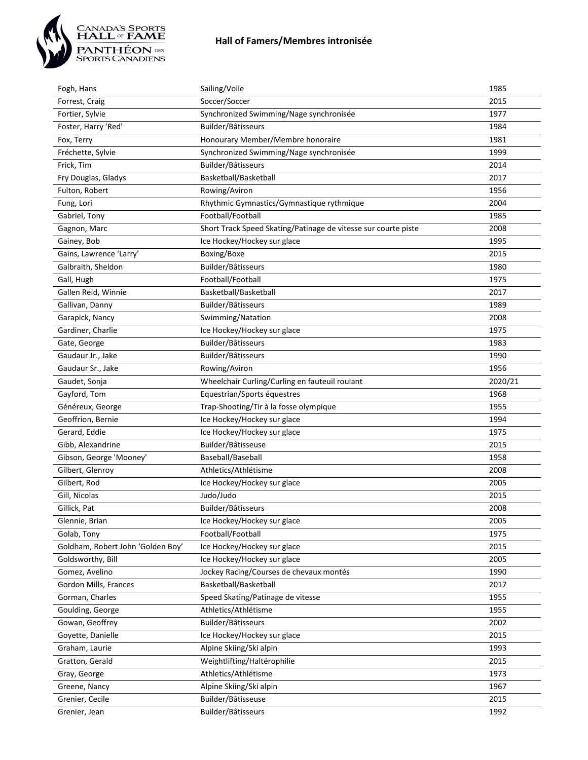# Hall of Famers/Membres intronisée

| | | |
|---|---|---|
| Fogh, Hans | Sailing/Voile | 1985 |
| Forrest, Craig | Soccer/Soccer | 2015 |
| Fortier, Sylvie | Synchronized Swimming/Nage synchronisée | 1977 |
| Foster, Harry 'Red' | Builder/Bâtisseurs | 1984 |
| Fox, Terry | Honourary Member/Membre honoraire | 1981 |
| Fréchette, Sylvie | Synchronized Swimming/Nage synchronisée | 1999 |
| Frick, Tim | Builder/Bâtisseurs | 2014 |
| Fry Douglas, Gladys | Basketball/Basketball | 2017 |
| Fulton, Robert | Rowing/Aviron | 1956 |
| Fung, Lori | Rhythmic Gymnastics/Gymnastique rythmique | 2004 |
| Gabriel, Tony | Football/Football | 1985 |
| Gagnon, Marc | Short Track Speed Skating/Patinage de vitesse sur courte piste | 2008 |
| Gainey, Bob | Ice Hockey/Hockey sur glace | 1995 |
| Gains, Lawrence 'Larry' | Boxing/Boxe | 2015 |
| Galbraith, Sheldon | Builder/Bâtisseurs | 1980 |
| Gall, Hugh | Football/Football | 1975 |
| Gallen Reid, Winnie | Basketball/Basketball | 2017 |
| Gallivan, Danny | Builder/Bâtisseurs | 1989 |
| Garapick, Nancy | Swimming/Natation | 2008 |
| Gardiner, Charlie | Ice Hockey/Hockey sur glace | 1975 |
| Gate, George | Builder/Bâtisseurs | 1983 |
| Gaudaur Jr., Jake | Builder/Bâtisseurs | 1990 |
| Gaudaur Sr., Jake | Rowing/Aviron | 1956 |
| Gaudet, Sonja | Wheelchair Curling/Curling en fauteuil roulant | 2020/21 |
| Gayford, Tom | Equestrian/Sports équestres | 1968 |
| Généreux, George | Trap-Shooting/Tir à la fosse olympique | 1955 |
| Geoffrion, Bernie | Ice Hockey/Hockey sur glace | 1994 |
| Gerard, Eddie | Ice Hockey/Hockey sur glace | 1975 |
| Gibb, Alexandrine | Builder/Bâtisseuse | 2015 |
| Gibson, George 'Mooney' | Baseball/Baseball | 1958 |
| Gilbert, Glenroy | Athletics/Athlétisme | 2008 |
| Gilbert, Rod | Ice Hockey/Hockey sur glace | 2005 |
| Gill, Nicolas | Judo/Judo | 2015 |
| Gillick, Pat | Builder/Bâtisseurs | 2008 |
| Glennie, Brian | Ice Hockey/Hockey sur glace | 2005 |
| Golab, Tony | Football/Football | 1975 |
| Goldham, Robert John 'Golden Boy' | Ice Hockey/Hockey sur glace | 2015 |
| Goldsworthy, Bill | Ice Hockey/Hockey sur glace | 2005 |
| Gomez, Avelino | Jockey Racing/Courses de chevaux montés | 1990 |
| Gordon Mills, Frances | Basketball/Basketball | 2017 |
| Gorman, Charles | Speed Skating/Patinage de vitesse | 1955 |
| Goulding, George | Athletics/Athlétisme | 1955 |
| Gowan, Geoffrey | Builder/Bâtisseurs | 2002 |
| Goyette, Danielle | Ice Hockey/Hockey sur glace | 2015 |
| Graham, Laurie | Alpine Skiing/Ski alpin | 1993 |
| Gratton, Gerald | Weightlifting/Haltérophilie | 2015 |
| Gray, George | Athletics/Athlétisme | 1973 |
| Greene, Nancy | Alpine Skiing/Ski alpin | 1967 |
| Grenier, Cecile | Builder/Bâtisseuse | 2015 |
| Grenier, Jean | Builder/Bâtisseurs | 1992 |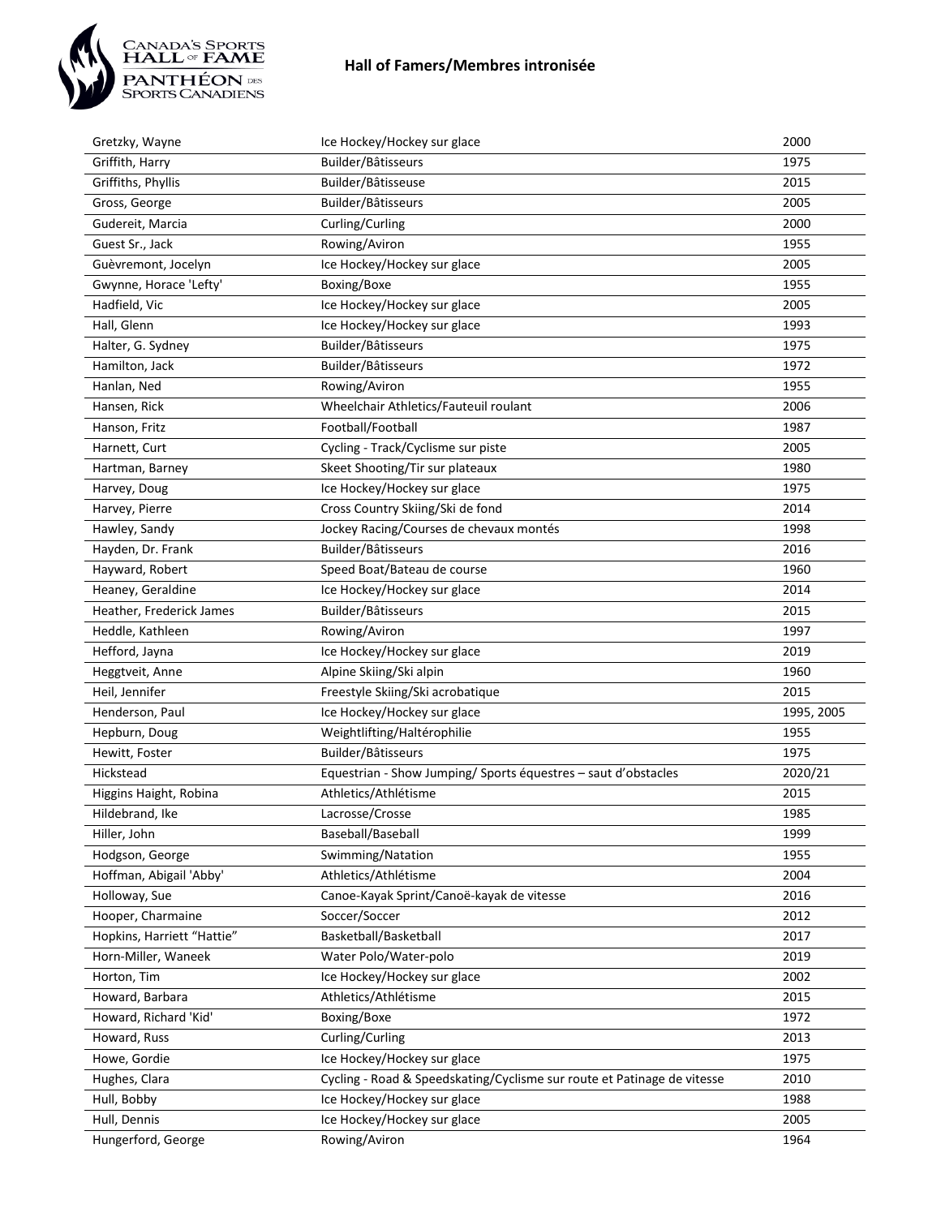# Hall of Famers/Membres intronisée

| Gretzky, Wayne | Ice Hockey/Hockey sur glace | 2000 |
|---|---|---|
| Griffith, Harry | Builder/Bâtisseurs | 1975 |
| Griffiths, Phyllis | Builder/Bâtisseuse | 2015 |
| Gross, George | Builder/Bâtisseurs | 2005 |
| Gudereit, Marcia | Curling/Curling | 2000 |
| Guest Sr., Jack | Rowing/Aviron | 1955 |
| Guèvremont, Jocelyn | Ice Hockey/Hockey sur glace | 2005 |
| Gwynne, Horace 'Lefty' | Boxing/Boxe | 1955 |
| Hadfield, Vic | Ice Hockey/Hockey sur glace | 2005 |
| Hall, Glenn | Ice Hockey/Hockey sur glace | 1993 |
| Halter, G. Sydney | Builder/Bâtisseurs | 1975 |
| Hamilton, Jack | Builder/Bâtisseurs | 1972 |
| Hanlan, Ned | Rowing/Aviron | 1955 |
| Hansen, Rick | Wheelchair Athletics/Fauteuil roulant | 2006 |
| Hanson, Fritz | Football/Football | 1987 |
| Harnett, Curt | Cycling - Track/Cyclisme sur piste | 2005 |
| Hartman, Barney | Skeet Shooting/Tir sur plateaux | 1980 |
| Harvey, Doug | Ice Hockey/Hockey sur glace | 1975 |
| Harvey, Pierre | Cross Country Skiing/Ski de fond | 2014 |
| Hawley, Sandy | Jockey Racing/Courses de chevaux montés | 1998 |
| Hayden, Dr. Frank | Builder/Bâtisseurs | 2016 |
| Hayward, Robert | Speed Boat/Bateau de course | 1960 |
| Heaney, Geraldine | Ice Hockey/Hockey sur glace | 2014 |
| Heather, Frederick James | Builder/Bâtisseurs | 2015 |
| Heddle, Kathleen | Rowing/Aviron | 1997 |
| Hefford, Jayna | Ice Hockey/Hockey sur glace | 2019 |
| Heggtveit, Anne | Alpine Skiing/Ski alpin | 1960 |
| Heil, Jennifer | Freestyle Skiing/Ski acrobatique | 2015 |
| Henderson, Paul | Ice Hockey/Hockey sur glace | 1995, 2005 |
| Hepburn, Doug | Weightlifting/Haltérophilie | 1955 |
| Hewitt, Foster | Builder/Bâtisseurs | 1975 |
| Hickstead | Equestrian - Show Jumping/ Sports équestres – saut d'obstacles | 2020/21 |
| Higgins Haight, Robina | Athletics/Athlétisme | 2015 |
| Hildebrand, Ike | Lacrosse/Crosse | 1985 |
| Hiller, John | Baseball/Baseball | 1999 |
| Hodgson, George | Swimming/Natation | 1955 |
| Hoffman, Abigail 'Abby' | Athletics/Athlétisme | 2004 |
| Holloway, Sue | Canoe-Kayak Sprint/Canoë-kayak de vitesse | 2016 |
| Hooper, Charmaine | Soccer/Soccer | 2012 |
| Hopkins, Harriett "Hattie" | Basketball/Basketball | 2017 |
| Horn-Miller, Waneek | Water Polo/Water-polo | 2019 |
| Horton, Tim | Ice Hockey/Hockey sur glace | 2002 |
| Howard, Barbara | Athletics/Athlétisme | 2015 |
| Howard, Richard 'Kid' | Boxing/Boxe | 1972 |
| Howard, Russ | Curling/Curling | 2013 |
| Howe, Gordie | Ice Hockey/Hockey sur glace | 1975 |
| Hughes, Clara | Cycling - Road & Speedskating/Cyclisme sur route et Patinage de vitesse | 2010 |
| Hull, Bobby | Ice Hockey/Hockey sur glace | 1988 |
| Hull, Dennis | Ice Hockey/Hockey sur glace | 2005 |
| Hungerford, George | Rowing/Aviron | 1964 |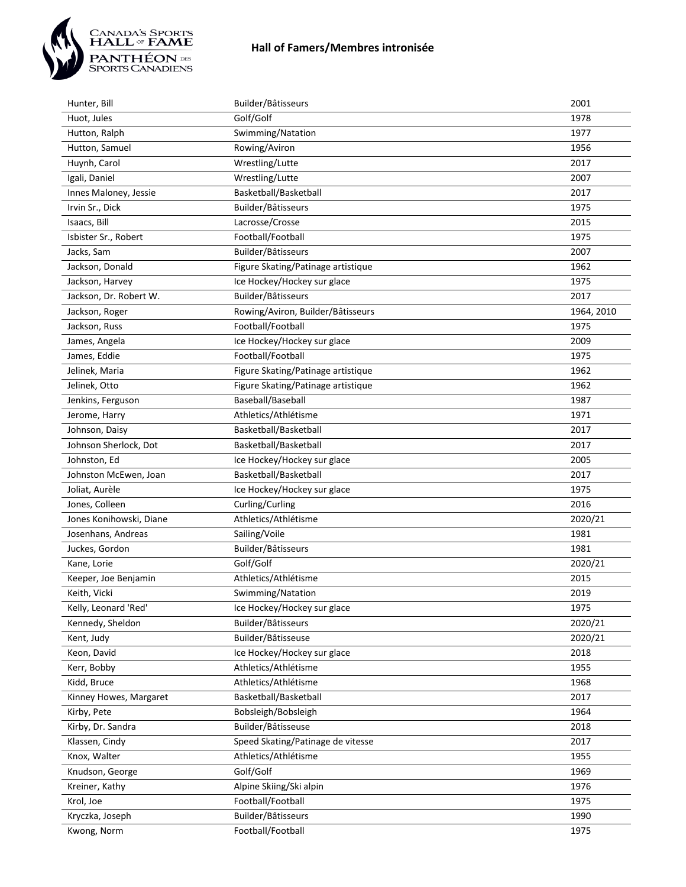# Hall of Famers/Membres intronisée

| | | |
|---|---|---|
| Hunter, Bill | Builder/Bâtisseurs | 2001 |
| Huot, Jules | Golf/Golf | 1978 |
| Hutton, Ralph | Swimming/Natation | 1977 |
| Hutton, Samuel | Rowing/Aviron | 1956 |
| Huynh, Carol | Wrestling/Lutte | 2017 |
| Igali, Daniel | Wrestling/Lutte | 2007 |
| Innes Maloney, Jessie | Basketball/Basketball | 2017 |
| Irvin Sr., Dick | Builder/Bâtisseurs | 1975 |
| Isaacs, Bill | Lacrosse/Crosse | 2015 |
| Isbister Sr., Robert | Football/Football | 1975 |
| Jacks, Sam | Builder/Bâtisseurs | 2007 |
| Jackson, Donald | Figure Skating/Patinage artistique | 1962 |
| Jackson, Harvey | Ice Hockey/Hockey sur glace | 1975 |
| Jackson, Dr. Robert W. | Builder/Bâtisseurs | 2017 |
| Jackson, Roger | Rowing/Aviron, Builder/Bâtisseurs | 1964, 2010 |
| Jackson, Russ | Football/Football | 1975 |
| James, Angela | Ice Hockey/Hockey sur glace | 2009 |
| James, Eddie | Football/Football | 1975 |
| Jelinek, Maria | Figure Skating/Patinage artistique | 1962 |
| Jelinek, Otto | Figure Skating/Patinage artistique | 1962 |
| Jenkins, Ferguson | Baseball/Baseball | 1987 |
| Jerome, Harry | Athletics/Athlétisme | 1971 |
| Johnson, Daisy | Basketball/Basketball | 2017 |
| Johnson Sherlock, Dot | Basketball/Basketball | 2017 |
| Johnston, Ed | Ice Hockey/Hockey sur glace | 2005 |
| Johnston McEwen, Joan | Basketball/Basketball | 2017 |
| Joliat, Aurèle | Ice Hockey/Hockey sur glace | 1975 |
| Jones, Colleen | Curling/Curling | 2016 |
| Jones Konihowski, Diane | Athletics/Athlétisme | 2020/21 |
| Josenhans, Andreas | Sailing/Voile | 1981 |
| Juckes, Gordon | Builder/Bâtisseurs | 1981 |
| Kane, Lorie | Golf/Golf | 2020/21 |
| Keeper, Joe Benjamin | Athletics/Athlétisme | 2015 |
| Keith, Vicki | Swimming/Natation | 2019 |
| Kelly, Leonard 'Red' | Ice Hockey/Hockey sur glace | 1975 |
| Kennedy, Sheldon | Builder/Bâtisseurs | 2020/21 |
| Kent, Judy | Builder/Bâtisseuse | 2020/21 |
| Keon, David | Ice Hockey/Hockey sur glace | 2018 |
| Kerr, Bobby | Athletics/Athlétisme | 1955 |
| Kidd, Bruce | Athletics/Athlétisme | 1968 |
| Kinney Howes, Margaret | Basketball/Basketball | 2017 |
| Kirby, Pete | Bobsleigh/Bobsleigh | 1964 |
| Kirby, Dr. Sandra | Builder/Bâtisseuse | 2018 |
| Klassen, Cindy | Speed Skating/Patinage de vitesse | 2017 |
| Knox, Walter | Athletics/Athlétisme | 1955 |
| Knudson, George | Golf/Golf | 1969 |
| Kreiner, Kathy | Alpine Skiing/Ski alpin | 1976 |
| Krol, Joe | Football/Football | 1975 |
| Kryczka, Joseph | Builder/Bâtisseurs | 1990 |
| Kwong, Norm | Football/Football | 1975 |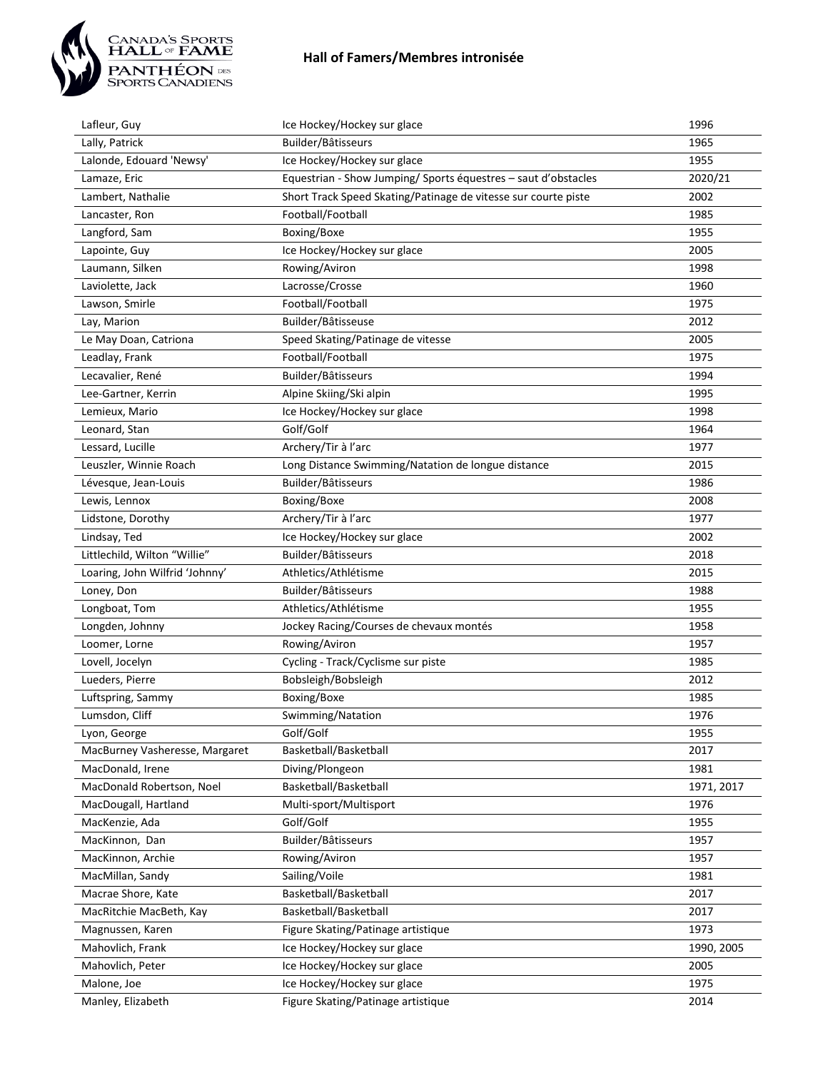| | | |
|---|---|---|
| Lafleur, Guy | Ice Hockey/Hockey sur glace | 1996 |
| Lally, Patrick | Builder/Bâtisseurs | 1965 |
| Lalonde, Edouard 'Newsy' | Ice Hockey/Hockey sur glace | 1955 |
| Lamaze, Eric | Equestrian - Show Jumping/ Sports équestres – saut d'obstacles | 2020/21 |
| Lambert, Nathalie | Short Track Speed Skating/Patinage de vitesse sur courte piste | 2002 |
| Lancaster, Ron | Football/Football | 1985 |
| Langford, Sam | Boxing/Boxe | 1955 |
| Lapointe, Guy | Ice Hockey/Hockey sur glace | 2005 |
| Laumann, Silken | Rowing/Aviron | 1998 |
| Laviolette, Jack | Lacrosse/Crosse | 1960 |
| Lawson, Smirle | Football/Football | 1975 |
| Lay, Marion | Builder/Bâtisseuse | 2012 |
| Le May Doan, Catriona | Speed Skating/Patinage de vitesse | 2005 |
| Leadlay, Frank | Football/Football | 1975 |
| Lecavalier, René | Builder/Bâtisseurs | 1994 |
| Lee-Gartner, Kerrin | Alpine Skiing/Ski alpin | 1995 |
| Lemieux, Mario | Ice Hockey/Hockey sur glace | 1998 |
| Leonard, Stan | Golf/Golf | 1964 |
| Lessard, Lucille | Archery/Tir à l'arc | 1977 |
| Leuszler, Winnie Roach | Long Distance Swimming/Natation de longue distance | 2015 |
| Lévesque, Jean-Louis | Builder/Bâtisseurs | 1986 |
| Lewis, Lennox | Boxing/Boxe | 2008 |
| Lidstone, Dorothy | Archery/Tir à l'arc | 1977 |
| Lindsay, Ted | Ice Hockey/Hockey sur glace | 2002 |
| Littlechild, Wilton "Willie" | Builder/Bâtisseurs | 2018 |
| Loaring, John Wilfrid 'Johnny' | Athletics/Athlétisme | 2015 |
| Loney, Don | Builder/Bâtisseurs | 1988 |
| Longboat, Tom | Athletics/Athlétisme | 1955 |
| Longden, Johnny | Jockey Racing/Courses de chevaux montés | 1958 |
| Loomer, Lorne | Rowing/Aviron | 1957 |
| Lovell, Jocelyn | Cycling - Track/Cyclisme sur piste | 1985 |
| Lueders, Pierre | Bobsleigh/Bobsleigh | 2012 |
| Luftspring, Sammy | Boxing/Boxe | 1985 |
| Lumsdon, Cliff | Swimming/Natation | 1976 |
| Lyon, George | Golf/Golf | 1955 |
| MacBurney Vasheresse, Margaret | Basketball/Basketball | 2017 |
| MacDonald, Irene | Diving/Plongeon | 1981 |
| MacDonald Robertson, Noel | Basketball/Basketball | 1971, 2017 |
| MacDougall, Hartland | Multi-sport/Multisport | 1976 |
| MacKenzie, Ada | Golf/Golf | 1955 |
| MacKinnon, Dan | Builder/Bâtisseurs | 1957 |
| MacKinnon, Archie | Rowing/Aviron | 1957 |
| MacMillan, Sandy | Sailing/Voile | 1981 |
| Macrae Shore, Kate | Basketball/Basketball | 2017 |
| MacRitchie MacBeth, Kay | Basketball/Basketball | 2017 |
| Magnussen, Karen | Figure Skating/Patinage artistique | 1973 |
| Mahovlich, Frank | Ice Hockey/Hockey sur glace | 1990, 2005 |
| Mahovlich, Peter | Ice Hockey/Hockey sur glace | 2005 |
| Malone, Joe | Ice Hockey/Hockey sur glace | 1975 |
| Manley, Elizabeth | Figure Skating/Patinage artistique | 2014 |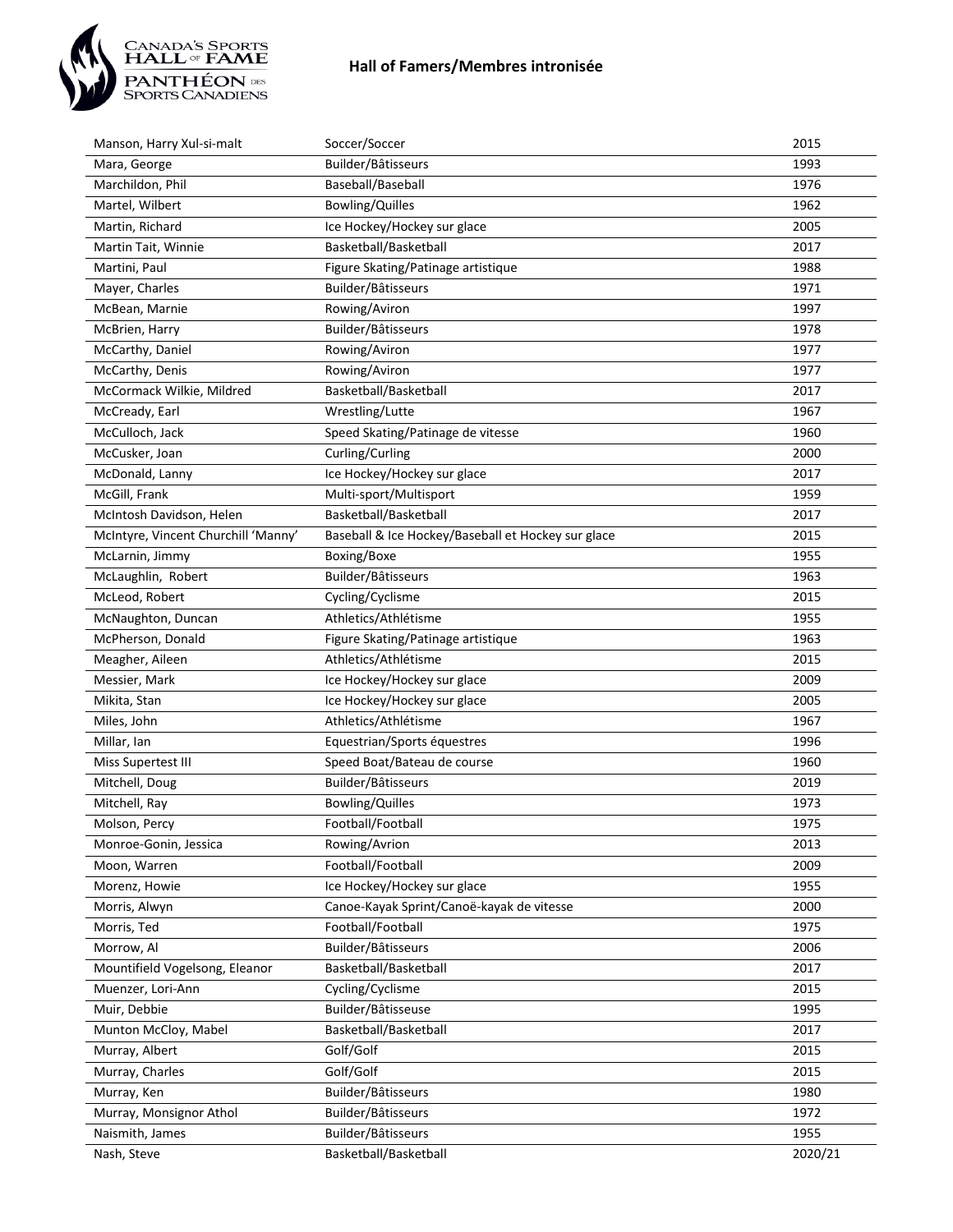# Hall of Famers/Membres intronisée

| | | |
|---|---|---|
| Manson, Harry Xul-si-malt | Soccer/Soccer | 2015 |
| Mara, George | Builder/Bâtisseurs | 1993 |
| Marchildon, Phil | Baseball/Baseball | 1976 |
| Martel, Wilbert | Bowling/Quilles | 1962 |
| Martin, Richard | Ice Hockey/Hockey sur glace | 2005 |
| Martin Tait, Winnie | Basketball/Basketball | 2017 |
| Martini, Paul | Figure Skating/Patinage artistique | 1988 |
| Mayer, Charles | Builder/Bâtisseurs | 1971 |
| McBean, Marnie | Rowing/Aviron | 1997 |
| McBrien, Harry | Builder/Bâtisseurs | 1978 |
| McCarthy, Daniel | Rowing/Aviron | 1977 |
| McCarthy, Denis | Rowing/Aviron | 1977 |
| McCormack Wilkie, Mildred | Basketball/Basketball | 2017 |
| McCready, Earl | Wrestling/Lutte | 1967 |
| McCulloch, Jack | Speed Skating/Patinage de vitesse | 1960 |
| McCusker, Joan | Curling/Curling | 2000 |
| McDonald, Lanny | Ice Hockey/Hockey sur glace | 2017 |
| McGill, Frank | Multi-sport/Multisport | 1959 |
| McIntosh Davidson, Helen | Basketball/Basketball | 2017 |
| McIntyre, Vincent Churchill 'Manny' | Baseball & Ice Hockey/Baseball et Hockey sur glace | 2015 |
| McLarnin, Jimmy | Boxing/Boxe | 1955 |
| McLaughlin, Robert | Builder/Bâtisseurs | 1963 |
| McLeod, Robert | Cycling/Cyclisme | 2015 |
| McNaughton, Duncan | Athletics/Athlétisme | 1955 |
| McPherson, Donald | Figure Skating/Patinage artistique | 1963 |
| Meagher, Aileen | Athletics/Athlétisme | 2015 |
| Messier, Mark | Ice Hockey/Hockey sur glace | 2009 |
| Mikita, Stan | Ice Hockey/Hockey sur glace | 2005 |
| Miles, John | Athletics/Athlétisme | 1967 |
| Millar, Ian | Equestrian/Sports équestres | 1996 |
| Miss Supertest III | Speed Boat/Bateau de course | 1960 |
| Mitchell, Doug | Builder/Bâtisseurs | 2019 |
| Mitchell, Ray | Bowling/Quilles | 1973 |
| Molson, Percy | Football/Football | 1975 |
| Monroe-Gonin, Jessica | Rowing/Avrion | 2013 |
| Moon, Warren | Football/Football | 2009 |
| Morenz, Howie | Ice Hockey/Hockey sur glace | 1955 |
| Morris, Alwyn | Canoe-Kayak Sprint/Canoë-kayak de vitesse | 2000 |
| Morris, Ted | Football/Football | 1975 |
| Morrow, Al | Builder/Bâtisseurs | 2006 |
| Mountifield Vogelsong, Eleanor | Basketball/Basketball | 2017 |
| Muenzer, Lori-Ann | Cycling/Cyclisme | 2015 |
| Muir, Debbie | Builder/Bâtisseuse | 1995 |
| Munton McCloy, Mabel | Basketball/Basketball | 2017 |
| Murray, Albert | Golf/Golf | 2015 |
| Murray, Charles | Golf/Golf | 2015 |
| Murray, Ken | Builder/Bâtisseurs | 1980 |
| Murray, Monsignor Athol | Builder/Bâtisseurs | 1972 |
| Naismith, James | Builder/Bâtisseurs | 1955 |
| Nash, Steve | Basketball/Basketball | 2020/21 |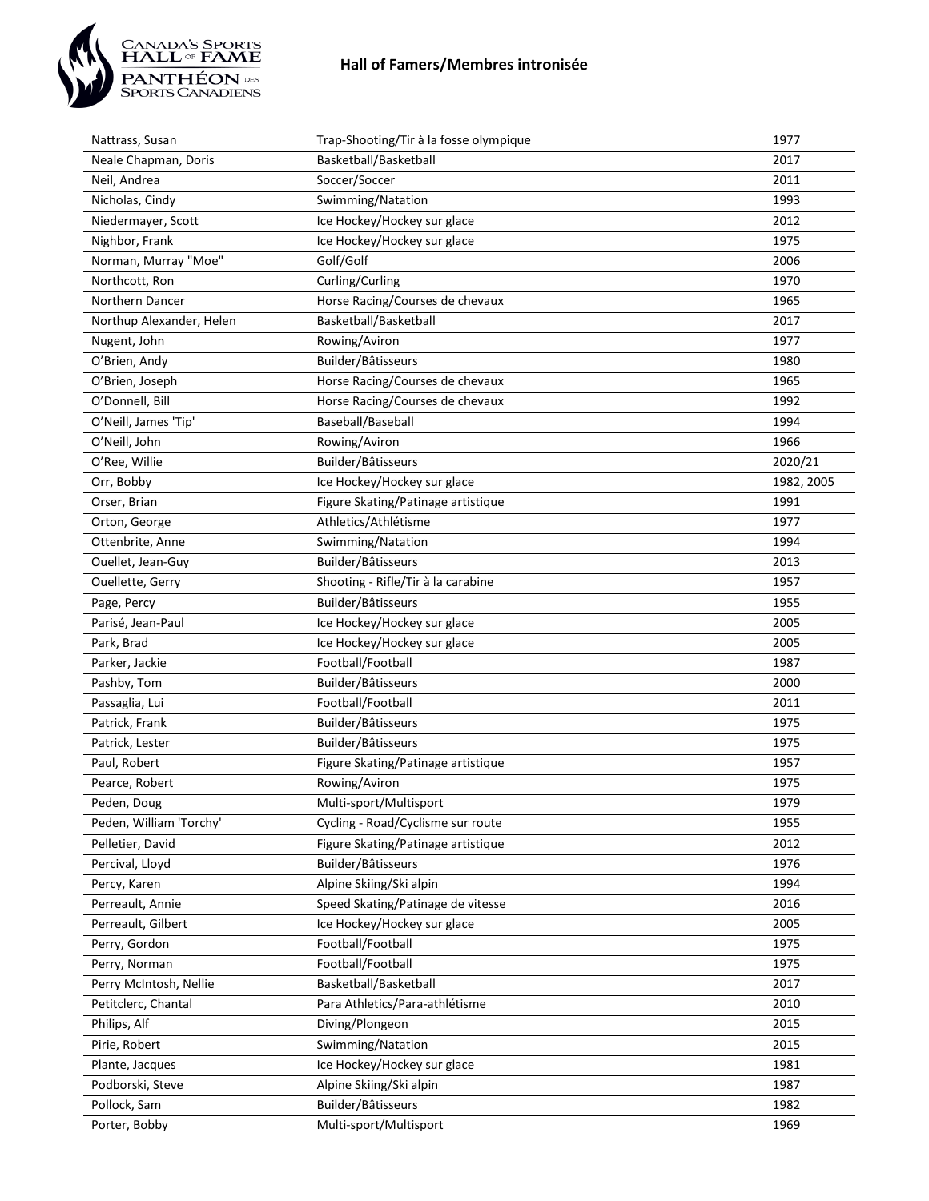# Hall of Famers/Membres intronisée

| | | |
|---|---|---|
| Nattrass, Susan | Trap-Shooting/Tir à la fosse olympique | 1977 |
| Neale Chapman, Doris | Basketball/Basketball | 2017 |
| Neil, Andrea | Soccer/Soccer | 2011 |
| Nicholas, Cindy | Swimming/Natation | 1993 |
| Niedermayer, Scott | Ice Hockey/Hockey sur glace | 2012 |
| Nighbor, Frank | Ice Hockey/Hockey sur glace | 1975 |
| Norman, Murray "Moe" | Golf/Golf | 2006 |
| Northcott, Ron | Curling/Curling | 1970 |
| Northern Dancer | Horse Racing/Courses de chevaux | 1965 |
| Northup Alexander, Helen | Basketball/Basketball | 2017 |
| Nugent, John | Rowing/Aviron | 1977 |
| O'Brien, Andy | Builder/Bâtisseurs | 1980 |
| O'Brien, Joseph | Horse Racing/Courses de chevaux | 1965 |
| O'Donnell, Bill | Horse Racing/Courses de chevaux | 1992 |
| O'Neill, James 'Tip' | Baseball/Baseball | 1994 |
| O'Neill, John | Rowing/Aviron | 1966 |
| O'Ree, Willie | Builder/Bâtisseurs | 2020/21 |
| Orr, Bobby | Ice Hockey/Hockey sur glace | 1982, 2005 |
| Orser, Brian | Figure Skating/Patinage artistique | 1991 |
| Orton, George | Athletics/Athlétisme | 1977 |
| Ottenbrite, Anne | Swimming/Natation | 1994 |
| Ouellet, Jean-Guy | Builder/Bâtisseurs | 2013 |
| Ouellette, Gerry | Shooting - Rifle/Tir à la carabine | 1957 |
| Page, Percy | Builder/Bâtisseurs | 1955 |
| Parisé, Jean-Paul | Ice Hockey/Hockey sur glace | 2005 |
| Park, Brad | Ice Hockey/Hockey sur glace | 2005 |
| Parker, Jackie | Football/Football | 1987 |
| Pashby, Tom | Builder/Bâtisseurs | 2000 |
| Passaglia, Lui | Football/Football | 2011 |
| Patrick, Frank | Builder/Bâtisseurs | 1975 |
| Patrick, Lester | Builder/Bâtisseurs | 1975 |
| Paul, Robert | Figure Skating/Patinage artistique | 1957 |
| Pearce, Robert | Rowing/Aviron | 1975 |
| Peden, Doug | Multi-sport/Multisport | 1979 |
| Peden, William 'Torchy' | Cycling - Road/Cyclisme sur route | 1955 |
| Pelletier, David | Figure Skating/Patinage artistique | 2012 |
| Percival, Lloyd | Builder/Bâtisseurs | 1976 |
| Percy, Karen | Alpine Skiing/Ski alpin | 1994 |
| Perreault, Annie | Speed Skating/Patinage de vitesse | 2016 |
| Perreault, Gilbert | Ice Hockey/Hockey sur glace | 2005 |
| Perry, Gordon | Football/Football | 1975 |
| Perry, Norman | Football/Football | 1975 |
| Perry McIntosh, Nellie | Basketball/Basketball | 2017 |
| Petitclerc, Chantal | Para Athletics/Para-athlétisme | 2010 |
| Philips, Alf | Diving/Plongeon | 2015 |
| Pirie, Robert | Swimming/Natation | 2015 |
| Plante, Jacques | Ice Hockey/Hockey sur glace | 1981 |
| Podborski, Steve | Alpine Skiing/Ski alpin | 1987 |
| Pollock, Sam | Builder/Bâtisseurs | 1982 |
| Porter, Bobby | Multi-sport/Multisport | 1969 |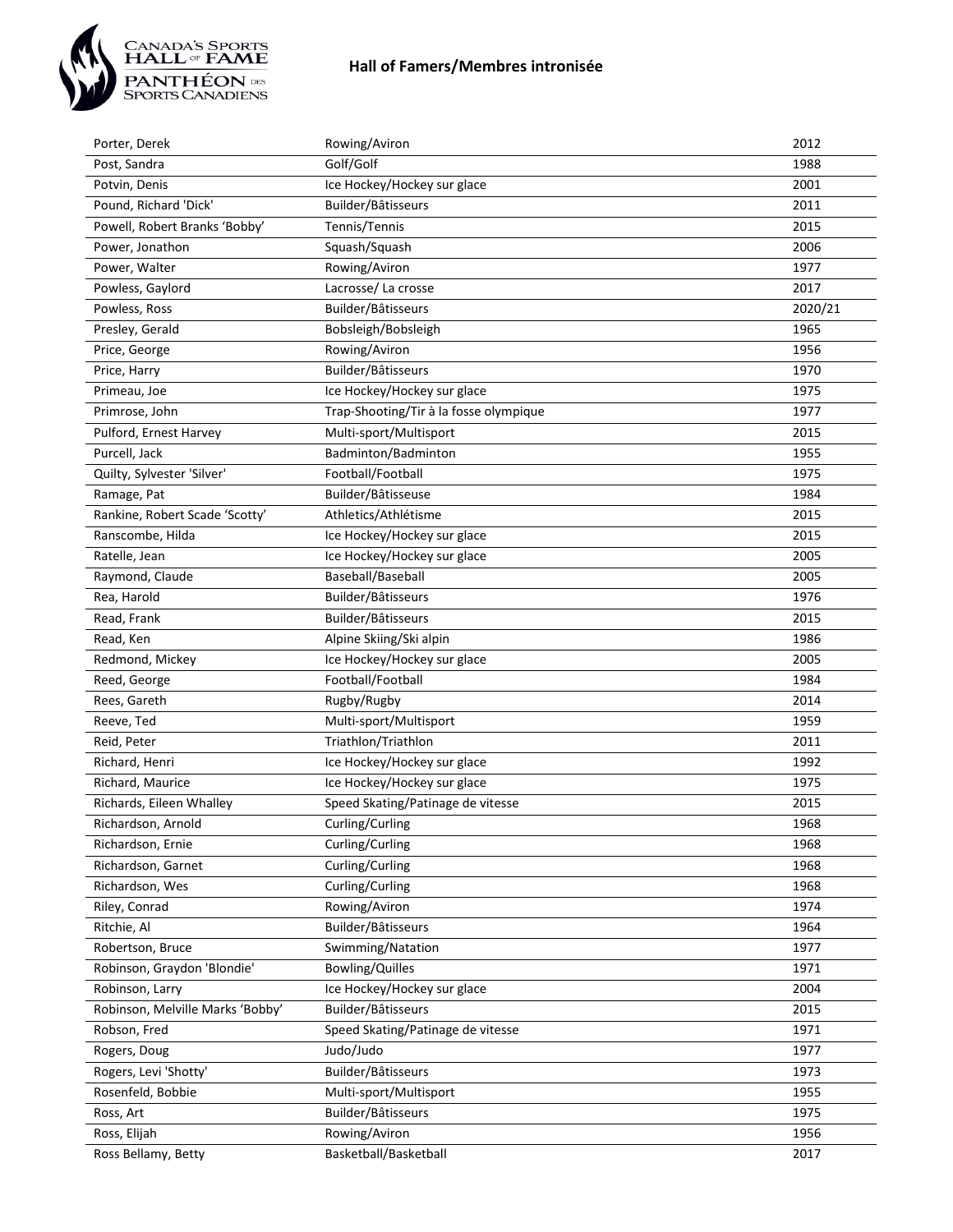# Hall of Famers/Membres intronisée

| | | |
|---|---|---|
| Porter, Derek | Rowing/Aviron | 2012 |
| Post, Sandra | Golf/Golf | 1988 |
| Potvin, Denis | Ice Hockey/Hockey sur glace | 2001 |
| Pound, Richard 'Dick' | Builder/Bâtisseurs | 2011 |
| Powell, Robert Branks 'Bobby' | Tennis/Tennis | 2015 |
| Power, Jonathon | Squash/Squash | 2006 |
| Power, Walter | Rowing/Aviron | 1977 |
| Powless, Gaylord | Lacrosse/ La crosse | 2017 |
| Powless, Ross | Builder/Bâtisseurs | 2020/21 |
| Presley, Gerald | Bobsleigh/Bobsleigh | 1965 |
| Price, George | Rowing/Aviron | 1956 |
| Price, Harry | Builder/Bâtisseurs | 1970 |
| Primeau, Joe | Ice Hockey/Hockey sur glace | 1975 |
| Primrose, John | Trap-Shooting/Tir à la fosse olympique | 1977 |
| Pulford, Ernest Harvey | Multi-sport/Multisport | 2015 |
| Purcell, Jack | Badminton/Badminton | 1955 |
| Quilty, Sylvester 'Silver' | Football/Football | 1975 |
| Ramage, Pat | Builder/Bâtisseuse | 1984 |
| Rankine, Robert Scade 'Scotty' | Athletics/Athlétisme | 2015 |
| Ranscombe, Hilda | Ice Hockey/Hockey sur glace | 2015 |
| Ratelle, Jean | Ice Hockey/Hockey sur glace | 2005 |
| Raymond, Claude | Baseball/Baseball | 2005 |
| Rea, Harold | Builder/Bâtisseurs | 1976 |
| Read, Frank | Builder/Bâtisseurs | 2015 |
| Read, Ken | Alpine Skiing/Ski alpin | 1986 |
| Redmond, Mickey | Ice Hockey/Hockey sur glace | 2005 |
| Reed, George | Football/Football | 1984 |
| Rees, Gareth | Rugby/Rugby | 2014 |
| Reeve, Ted | Multi-sport/Multisport | 1959 |
| Reid, Peter | Triathlon/Triathlon | 2011 |
| Richard, Henri | Ice Hockey/Hockey sur glace | 1992 |
| Richard, Maurice | Ice Hockey/Hockey sur glace | 1975 |
| Richards, Eileen Whalley | Speed Skating/Patinage de vitesse | 2015 |
| Richardson, Arnold | Curling/Curling | 1968 |
| Richardson, Ernie | Curling/Curling | 1968 |
| Richardson, Garnet | Curling/Curling | 1968 |
| Richardson, Wes | Curling/Curling | 1968 |
| Riley, Conrad | Rowing/Aviron | 1974 |
| Ritchie, Al | Builder/Bâtisseurs | 1964 |
| Robertson, Bruce | Swimming/Natation | 1977 |
| Robinson, Graydon 'Blondie' | Bowling/Quilles | 1971 |
| Robinson, Larry | Ice Hockey/Hockey sur glace | 2004 |
| Robinson, Melville Marks 'Bobby' | Builder/Bâtisseurs | 2015 |
| Robson, Fred | Speed Skating/Patinage de vitesse | 1971 |
| Rogers, Doug | Judo/Judo | 1977 |
| Rogers, Levi 'Shotty' | Builder/Bâtisseurs | 1973 |
| Rosenfeld, Bobbie | Multi-sport/Multisport | 1955 |
| Ross, Art | Builder/Bâtisseurs | 1975 |
| Ross, Elijah | Rowing/Aviron | 1956 |
| Ross Bellamy, Betty | Basketball/Basketball | 2017 |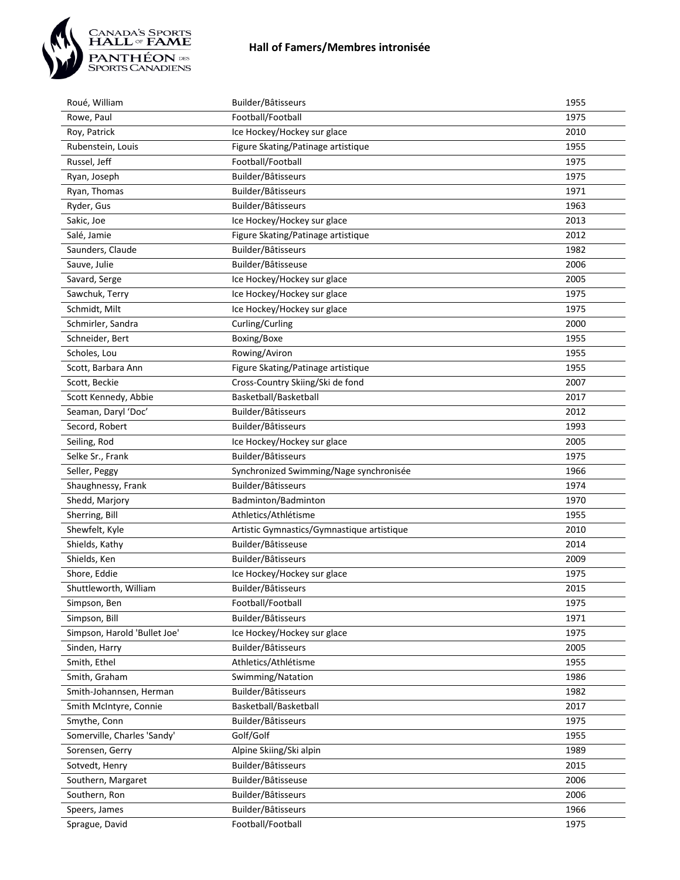# Hall of Famers/Membres intronisée

| | | |
|---|---|---|
| Roué, William | Builder/Bâtisseurs | 1955 |
| Rowe, Paul | Football/Football | 1975 |
| Roy, Patrick | Ice Hockey/Hockey sur glace | 2010 |
| Rubenstein, Louis | Figure Skating/Patinage artistique | 1955 |
| Russel, Jeff | Football/Football | 1975 |
| Ryan, Joseph | Builder/Bâtisseurs | 1975 |
| Ryan, Thomas | Builder/Bâtisseurs | 1971 |
| Ryder, Gus | Builder/Bâtisseurs | 1963 |
| Sakic, Joe | Ice Hockey/Hockey sur glace | 2013 |
| Salé, Jamie | Figure Skating/Patinage artistique | 2012 |
| Saunders, Claude | Builder/Bâtisseurs | 1982 |
| Sauve, Julie | Builder/Bâtisseuse | 2006 |
| Savard, Serge | Ice Hockey/Hockey sur glace | 2005 |
| Sawchuk, Terry | Ice Hockey/Hockey sur glace | 1975 |
| Schmidt, Milt | Ice Hockey/Hockey sur glace | 1975 |
| Schmirler, Sandra | Curling/Curling | 2000 |
| Schneider, Bert | Boxing/Boxe | 1955 |
| Scholes, Lou | Rowing/Aviron | 1955 |
| Scott, Barbara Ann | Figure Skating/Patinage artistique | 1955 |
| Scott, Beckie | Cross-Country Skiing/Ski de fond | 2007 |
| Scott Kennedy, Abbie | Basketball/Basketball | 2017 |
| Seaman, Daryl 'Doc' | Builder/Bâtisseurs | 2012 |
| Secord, Robert | Builder/Bâtisseurs | 1993 |
| Seiling, Rod | Ice Hockey/Hockey sur glace | 2005 |
| Selke Sr., Frank | Builder/Bâtisseurs | 1975 |
| Seller, Peggy | Synchronized Swimming/Nage synchronisée | 1966 |
| Shaughnessy, Frank | Builder/Bâtisseurs | 1974 |
| Shedd, Marjory | Badminton/Badminton | 1970 |
| Sherring, Bill | Athletics/Athlétisme | 1955 |
| Shewfelt, Kyle | Artistic Gymnastics/Gymnastique artistique | 2010 |
| Shields, Kathy | Builder/Bâtisseuse | 2014 |
| Shields, Ken | Builder/Bâtisseurs | 2009 |
| Shore, Eddie | Ice Hockey/Hockey sur glace | 1975 |
| Shuttleworth, William | Builder/Bâtisseurs | 2015 |
| Simpson, Ben | Football/Football | 1975 |
| Simpson, Bill | Builder/Bâtisseurs | 1971 |
| Simpson, Harold 'Bullet Joe' | Ice Hockey/Hockey sur glace | 1975 |
| Sinden, Harry | Builder/Bâtisseurs | 2005 |
| Smith, Ethel | Athletics/Athlétisme | 1955 |
| Smith, Graham | Swimming/Natation | 1986 |
| Smith-Johannsen, Herman | Builder/Bâtisseurs | 1982 |
| Smith McIntyre, Connie | Basketball/Basketball | 2017 |
| Smythe, Conn | Builder/Bâtisseurs | 1975 |
| Somerville, Charles 'Sandy' | Golf/Golf | 1955 |
| Sorensen, Gerry | Alpine Skiing/Ski alpin | 1989 |
| Sotvedt, Henry | Builder/Bâtisseurs | 2015 |
| Southern, Margaret | Builder/Bâtisseuse | 2006 |
| Southern, Ron | Builder/Bâtisseurs | 2006 |
| Speers, James | Builder/Bâtisseurs | 1966 |
| Sprague, David | Football/Football | 1975 |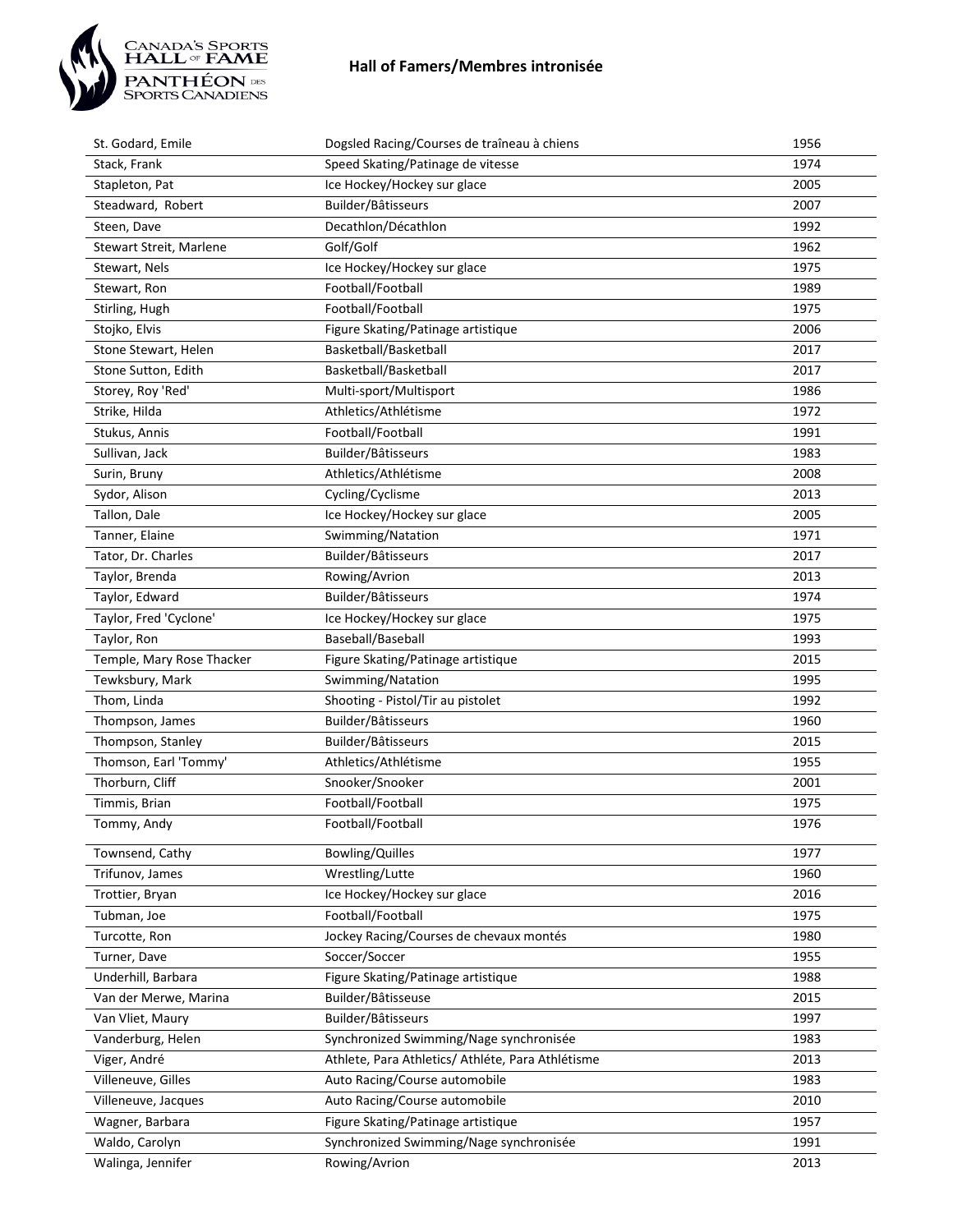## Hall of Famers/Membres intronisée

| | | |
|---|---|---|
| St. Godard, Emile | Dogsled Racing/Courses de traîneau à chiens | 1956 |
| Stack, Frank | Speed Skating/Patinage de vitesse | 1974 |
| Stapleton, Pat | Ice Hockey/Hockey sur glace | 2005 |
| Steadward, Robert | Builder/Bâtisseurs | 2007 |
| Steen, Dave | Decathlon/Décathlon | 1992 |
| Stewart Streit, Marlene | Golf/Golf | 1962 |
| Stewart, Nels | Ice Hockey/Hockey sur glace | 1975 |
| Stewart, Ron | Football/Football | 1989 |
| Stirling, Hugh | Football/Football | 1975 |
| Stojko, Elvis | Figure Skating/Patinage artistique | 2006 |
| Stone Stewart, Helen | Basketball/Basketball | 2017 |
| Stone Sutton, Edith | Basketball/Basketball | 2017 |
| Storey, Roy 'Red' | Multi-sport/Multisport | 1986 |
| Strike, Hilda | Athletics/Athlétisme | 1972 |
| Stukus, Annis | Football/Football | 1991 |
| Sullivan, Jack | Builder/Bâtisseurs | 1983 |
| Surin, Bruny | Athletics/Athlétisme | 2008 |
| Sydor, Alison | Cycling/Cyclisme | 2013 |
| Tallon, Dale | Ice Hockey/Hockey sur glace | 2005 |
| Tanner, Elaine | Swimming/Natation | 1971 |
| Tator, Dr. Charles | Builder/Bâtisseurs | 2017 |
| Taylor, Brenda | Rowing/Avrion | 2013 |
| Taylor, Edward | Builder/Bâtisseurs | 1974 |
| Taylor, Fred 'Cyclone' | Ice Hockey/Hockey sur glace | 1975 |
| Taylor, Ron | Baseball/Baseball | 1993 |
| Temple, Mary Rose Thacker | Figure Skating/Patinage artistique | 2015 |
| Tewksbury, Mark | Swimming/Natation | 1995 |
| Thom, Linda | Shooting - Pistol/Tir au pistolet | 1992 |
| Thompson, James | Builder/Bâtisseurs | 1960 |
| Thompson, Stanley | Builder/Bâtisseurs | 2015 |
| Thomson, Earl 'Tommy' | Athletics/Athlétisme | 1955 |
| Thorburn, Cliff | Snooker/Snooker | 2001 |
| Timmis, Brian | Football/Football | 1975 |
| Tommy, Andy | Football/Football | 1976 |
| Townsend, Cathy | Bowling/Quilles | 1977 |
| Trifunov, James | Wrestling/Lutte | 1960 |
| Trottier, Bryan | Ice Hockey/Hockey sur glace | 2016 |
| Tubman, Joe | Football/Football | 1975 |
| Turcotte, Ron | Jockey Racing/Courses de chevaux montés | 1980 |
| Turner, Dave | Soccer/Soccer | 1955 |
| Underhill, Barbara | Figure Skating/Patinage artistique | 1988 |
| Van der Merwe, Marina | Builder/Bâtisseuse | 2015 |
| Van Vliet, Maury | Builder/Bâtisseurs | 1997 |
| Vanderburg, Helen | Synchronized Swimming/Nage synchronisée | 1983 |
| Viger, André | Athlete, Para Athletics/ Athléte, Para Athlétisme | 2013 |
| Villeneuve, Gilles | Auto Racing/Course automobile | 1983 |
| Villeneuve, Jacques | Auto Racing/Course automobile | 2010 |
| Wagner, Barbara | Figure Skating/Patinage artistique | 1957 |
| Waldo, Carolyn | Synchronized Swimming/Nage synchronisée | 1991 |
| Walinga, Jennifer | Rowing/Avrion | 2013 |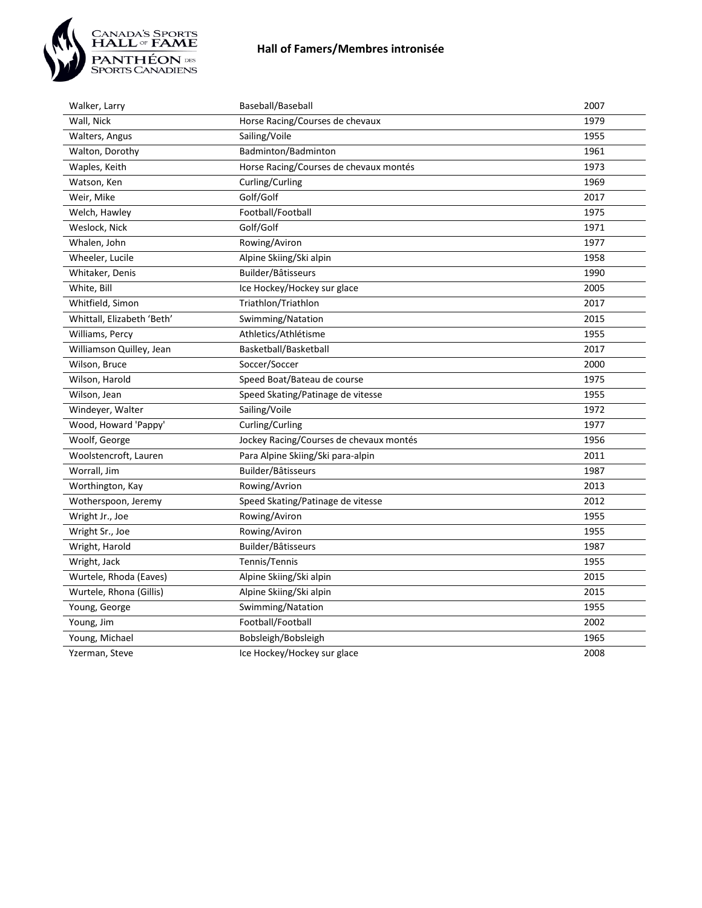## Hall of Famers/Membres intronisée

| | | |
|---|---|---|
| Walker, Larry | Baseball/Baseball | 2007 |
| Wall, Nick | Horse Racing/Courses de chevaux | 1979 |
| Walters, Angus | Sailing/Voile | 1955 |
| Walton, Dorothy | Badminton/Badminton | 1961 |
| Waples, Keith | Horse Racing/Courses de chevaux montés | 1973 |
| Watson, Ken | Curling/Curling | 1969 |
| Weir, Mike | Golf/Golf | 2017 |
| Welch, Hawley | Football/Football | 1975 |
| Weslock, Nick | Golf/Golf | 1971 |
| Whalen, John | Rowing/Aviron | 1977 |
| Wheeler, Lucile | Alpine Skiing/Ski alpin | 1958 |
| Whitaker, Denis | Builder/Bâtisseurs | 1990 |
| White, Bill | Ice Hockey/Hockey sur glace | 2005 |
| Whitfield, Simon | Triathlon/Triathlon | 2017 |
| Whittall, Elizabeth 'Beth' | Swimming/Natation | 2015 |
| Williams, Percy | Athletics/Athlétisme | 1955 |
| Williamson Quilley, Jean | Basketball/Basketball | 2017 |
| Wilson, Bruce | Soccer/Soccer | 2000 |
| Wilson, Harold | Speed Boat/Bateau de course | 1975 |
| Wilson, Jean | Speed Skating/Patinage de vitesse | 1955 |
| Windeyer, Walter | Sailing/Voile | 1972 |
| Wood, Howard 'Pappy' | Curling/Curling | 1977 |
| Woolf, George | Jockey Racing/Courses de chevaux montés | 1956 |
| Woolstencroft, Lauren | Para Alpine Skiing/Ski para-alpin | 2011 |
| Worrall, Jim | Builder/Bâtisseurs | 1987 |
| Worthington, Kay | Rowing/Avrion | 2013 |
| Wotherspoon, Jeremy | Speed Skating/Patinage de vitesse | 2012 |
| Wright Jr., Joe | Rowing/Aviron | 1955 |
| Wright Sr., Joe | Rowing/Aviron | 1955 |
| Wright, Harold | Builder/Bâtisseurs | 1987 |
| Wright, Jack | Tennis/Tennis | 1955 |
| Wurtele, Rhoda (Eaves) | Alpine Skiing/Ski alpin | 2015 |
| Wurtele, Rhona (Gillis) | Alpine Skiing/Ski alpin | 2015 |
| Young, George | Swimming/Natation | 1955 |
| Young, Jim | Football/Football | 2002 |
| Young, Michael | Bobsleigh/Bobsleigh | 1965 |
| Yzerman, Steve | Ice Hockey/Hockey sur glace | 2008 |